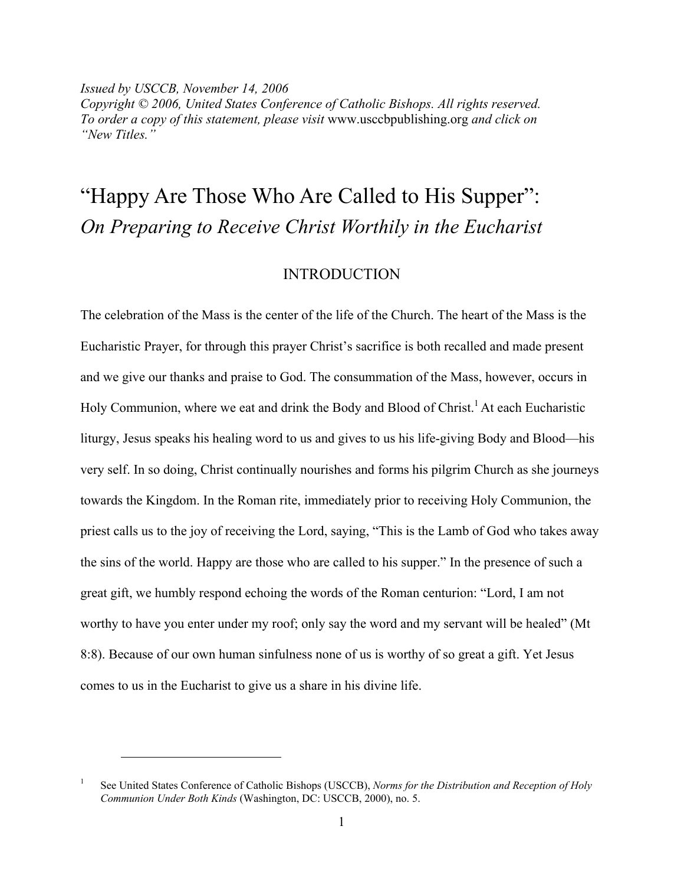*Issued by USCCB, November 14, 2006*
*Copyright © 2006, United States Conference of Catholic Bishops. All rights reserved.*
*To order a copy of this statement, please visit* www.usccbpublishing.org *and click on "New Titles."*

# "Happy Are Those Who Are Called to His Supper": *On Preparing to Receive Christ Worthily in the Eucharist*

## INTRODUCTION

The celebration of the Mass is the center of the life of the Church. The heart of the Mass is the Eucharistic Prayer, for through this prayer Christ's sacrifice is both recalled and made present and we give our thanks and praise to God. The consummation of the Mass, however, occurs in Holy Communion, where we eat and drink the Body and Blood of Christ.[1] At each Eucharistic liturgy, Jesus speaks his healing word to us and gives to us his life-giving Body and Blood—his very self. In so doing, Christ continually nourishes and forms his pilgrim Church as she journeys towards the Kingdom. In the Roman rite, immediately prior to receiving Holy Communion, the priest calls us to the joy of receiving the Lord, saying, "This is the Lamb of God who takes away the sins of the world. Happy are those who are called to his supper." In the presence of such a great gift, we humbly respond echoing the words of the Roman centurion: "Lord, I am not worthy to have you enter under my roof; only say the word and my servant will be healed" (Mt 8:8). Because of our own human sinfulness none of us is worthy of so great a gift. Yet Jesus comes to us in the Eucharist to give us a share in his divine life.

---

[1] See United States Conference of Catholic Bishops (USCCB), *Norms for the Distribution and Reception of Holy Communion Under Both Kinds* (Washington, DC: USCCB, 2000), no. 5.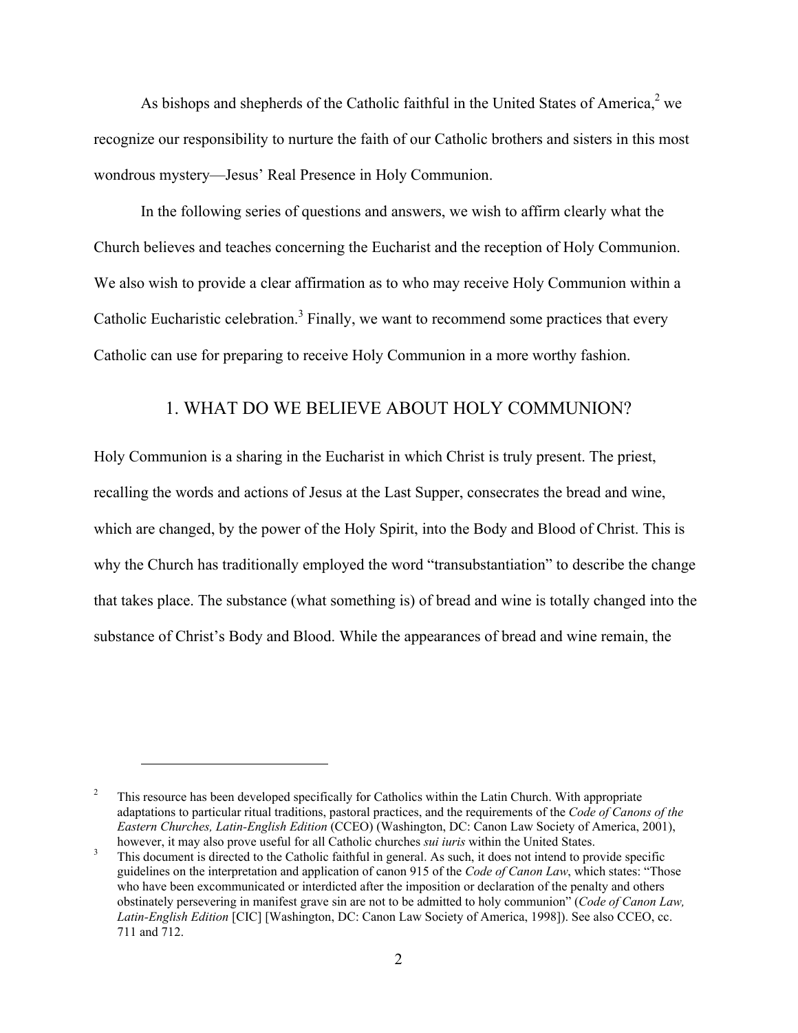As bishops and shepherds of the Catholic faithful in the United States of America,[2] we recognize our responsibility to nurture the faith of our Catholic brothers and sisters in this most wondrous mystery—Jesus' Real Presence in Holy Communion.

In the following series of questions and answers, we wish to affirm clearly what the Church believes and teaches concerning the Eucharist and the reception of Holy Communion. We also wish to provide a clear affirmation as to who may receive Holy Communion within a Catholic Eucharistic celebration.[3] Finally, we want to recommend some practices that every Catholic can use for preparing to receive Holy Communion in a more worthy fashion.

## 1. WHAT DO WE BELIEVE ABOUT HOLY COMMUNION?

Holy Communion is a sharing in the Eucharist in which Christ is truly present. The priest, recalling the words and actions of Jesus at the Last Supper, consecrates the bread and wine, which are changed, by the power of the Holy Spirit, into the Body and Blood of Christ. This is why the Church has traditionally employed the word "transubstantiation" to describe the change that takes place. The substance (what something is) of bread and wine is totally changed into the substance of Christ's Body and Blood. While the appearances of bread and wine remain, the

---

[2] This resource has been developed specifically for Catholics within the Latin Church. With appropriate adaptations to particular ritual traditions, pastoral practices, and the requirements of the *Code of Canons of the Eastern Churches, Latin-English Edition* (CCEO) (Washington, DC: Canon Law Society of America, 2001), however, it may also prove useful for all Catholic churches *sui iuris* within the United States.

[3] This document is directed to the Catholic faithful in general. As such, it does not intend to provide specific guidelines on the interpretation and application of canon 915 of the *Code of Canon Law*, which states: "Those who have been excommunicated or interdicted after the imposition or declaration of the penalty and others obstinately persevering in manifest grave sin are not to be admitted to holy communion" (*Code of Canon Law, Latin-English Edition* [CIC] [Washington, DC: Canon Law Society of America, 1998]). See also CCEO, cc. 711 and 712.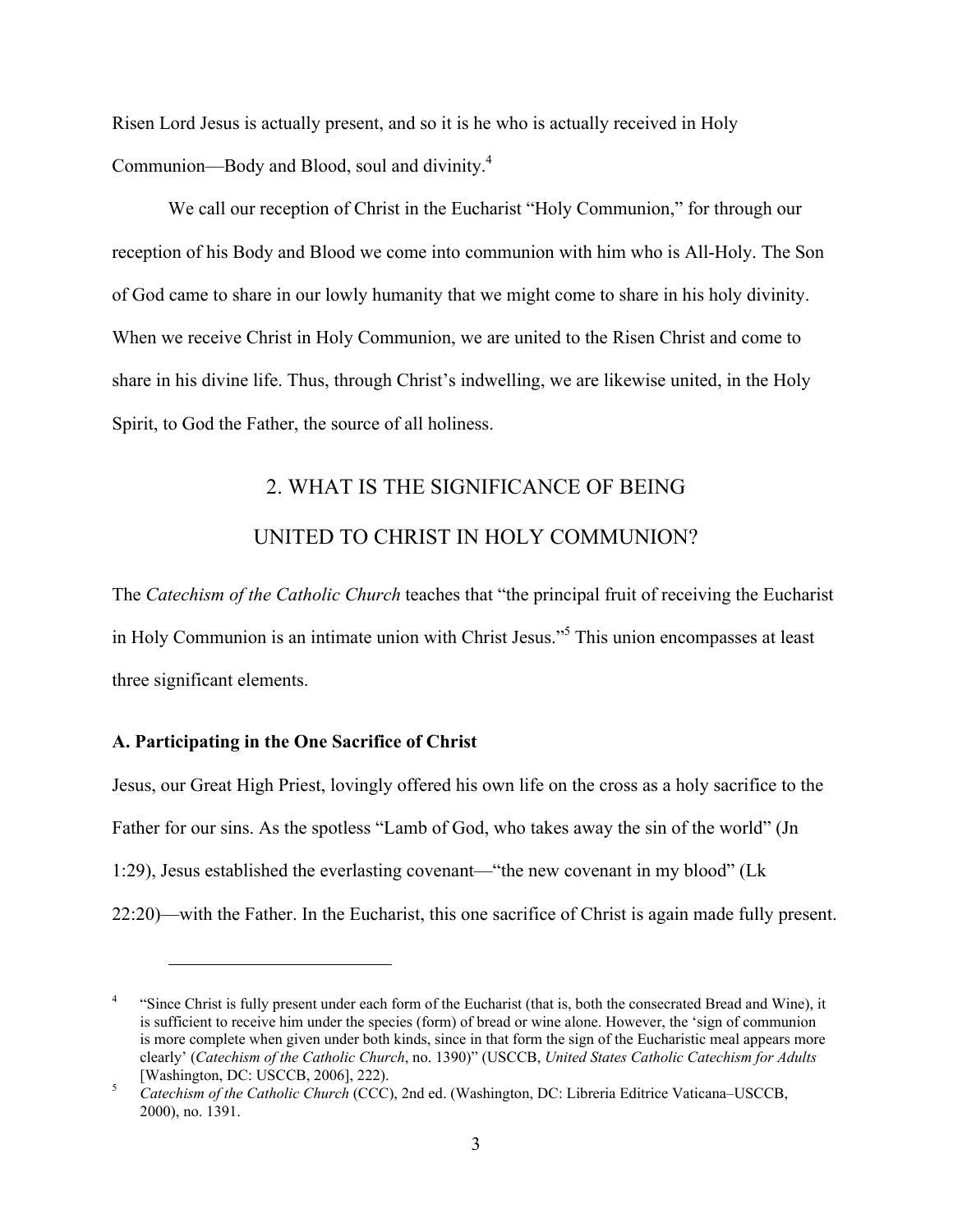Risen Lord Jesus is actually present, and so it is he who is actually received in Holy Communion—Body and Blood, soul and divinity.[4]

We call our reception of Christ in the Eucharist "Holy Communion," for through our reception of his Body and Blood we come into communion with him who is All-Holy. The Son of God came to share in our lowly humanity that we might come to share in his holy divinity. When we receive Christ in Holy Communion, we are united to the Risen Christ and come to share in his divine life. Thus, through Christ's indwelling, we are likewise united, in the Holy Spirit, to God the Father, the source of all holiness.

## 2. WHAT IS THE SIGNIFICANCE OF BEING UNITED TO CHRIST IN HOLY COMMUNION?

The *Catechism of the Catholic Church* teaches that "the principal fruit of receiving the Eucharist in Holy Communion is an intimate union with Christ Jesus."[5] This union encompasses at least three significant elements.

### A. Participating in the One Sacrifice of Christ

Jesus, our Great High Priest, lovingly offered his own life on the cross as a holy sacrifice to the Father for our sins. As the spotless "Lamb of God, who takes away the sin of the world" (Jn 1:29), Jesus established the everlasting covenant—"the new covenant in my blood" (Lk 22:20)—with the Father. In the Eucharist, this one sacrifice of Christ is again made fully present.

---

[4] "Since Christ is fully present under each form of the Eucharist (that is, both the consecrated Bread and Wine), it is sufficient to receive him under the species (form) of bread or wine alone. However, the 'sign of communion is more complete when given under both kinds, since in that form the sign of the Eucharistic meal appears more clearly' (*Catechism of the Catholic Church*, no. 1390)" (USCCB, *United States Catholic Catechism for Adults* [Washington, DC: USCCB, 2006], 222).

[5] *Catechism of the Catholic Church* (CCC), 2nd ed. (Washington, DC: Libreria Editrice Vaticana–USCCB, 2000), no. 1391.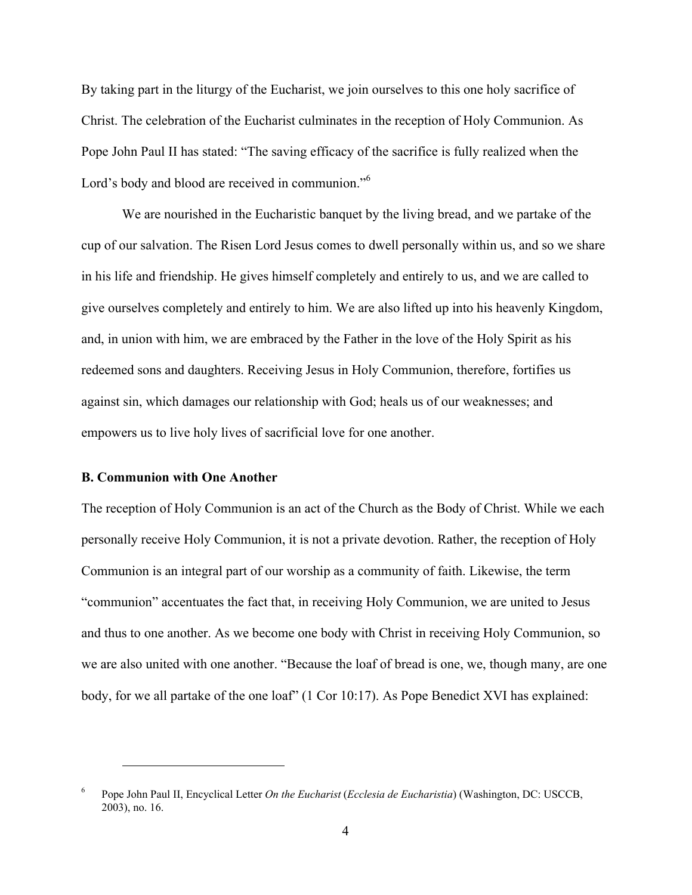By taking part in the liturgy of the Eucharist, we join ourselves to this one holy sacrifice of Christ. The celebration of the Eucharist culminates in the reception of Holy Communion. As Pope John Paul II has stated: "The saving efficacy of the sacrifice is fully realized when the Lord's body and blood are received in communion."[6]

We are nourished in the Eucharistic banquet by the living bread, and we partake of the cup of our salvation. The Risen Lord Jesus comes to dwell personally within us, and so we share in his life and friendship. He gives himself completely and entirely to us, and we are called to give ourselves completely and entirely to him. We are also lifted up into his heavenly Kingdom, and, in union with him, we are embraced by the Father in the love of the Holy Spirit as his redeemed sons and daughters. Receiving Jesus in Holy Communion, therefore, fortifies us against sin, which damages our relationship with God; heals us of our weaknesses; and empowers us to live holy lives of sacrificial love for one another.

**B. Communion with One Another**

The reception of Holy Communion is an act of the Church as the Body of Christ. While we each personally receive Holy Communion, it is not a private devotion. Rather, the reception of Holy Communion is an integral part of our worship as a community of faith. Likewise, the term "communion" accentuates the fact that, in receiving Holy Communion, we are united to Jesus and thus to one another. As we become one body with Christ in receiving Holy Communion, so we are also united with one another. "Because the loaf of bread is one, we, though many, are one body, for we all partake of the one loaf" (1 Cor 10:17). As Pope Benedict XVI has explained:

---

[6] Pope John Paul II, Encyclical Letter *On the Eucharist* (*Ecclesia de Eucharistia*) (Washington, DC: USCCB, 2003), no. 16.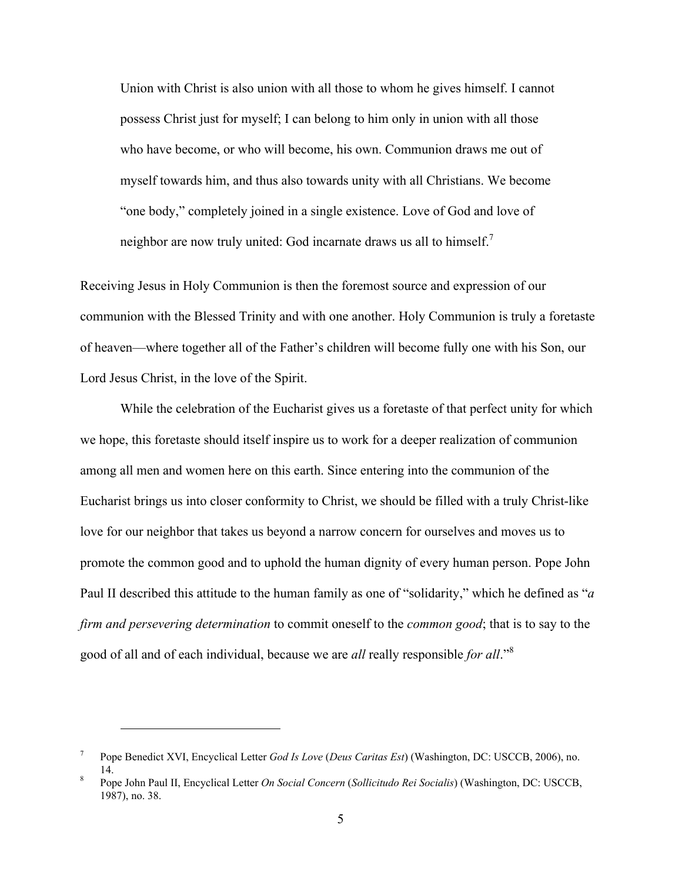> Union with Christ is also union with all those to whom he gives himself. I cannot possess Christ just for myself; I can belong to him only in union with all those who have become, or who will become, his own. Communion draws me out of myself towards him, and thus also towards unity with all Christians. We become "one body," completely joined in a single existence. Love of God and love of neighbor are now truly united: God incarnate draws us all to himself.[7]

Receiving Jesus in Holy Communion is then the foremost source and expression of our communion with the Blessed Trinity and with one another. Holy Communion is truly a foretaste of heaven—where together all of the Father's children will become fully one with his Son, our Lord Jesus Christ, in the love of the Spirit.

While the celebration of the Eucharist gives us a foretaste of that perfect unity for which we hope, this foretaste should itself inspire us to work for a deeper realization of communion among all men and women here on this earth. Since entering into the communion of the Eucharist brings us into closer conformity to Christ, we should be filled with a truly Christ-like love for our neighbor that takes us beyond a narrow concern for ourselves and moves us to promote the common good and to uphold the human dignity of every human person. Pope John Paul II described this attitude to the human family as one of "solidarity," which he defined as "*a firm and persevering determination* to commit oneself to the *common good*; that is to say to the good of all and of each individual, because we are *all* really responsible *for all*."[8]

---

[7] Pope Benedict XVI, Encyclical Letter *God Is Love* (*Deus Caritas Est*) (Washington, DC: USCCB, 2006), no. 14.

[8] Pope John Paul II, Encyclical Letter *On Social Concern* (*Sollicitudo Rei Socialis*) (Washington, DC: USCCB, 1987), no. 38.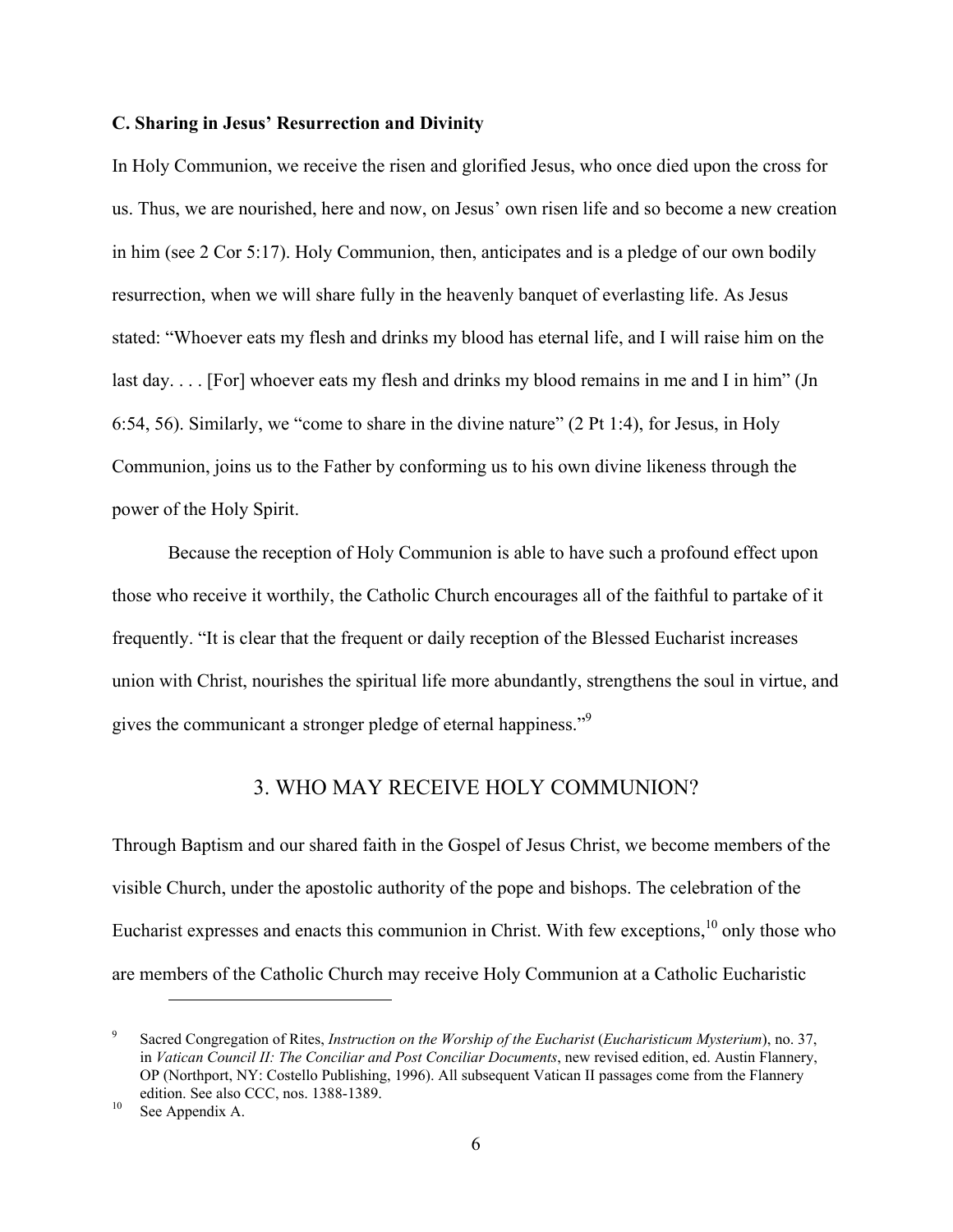### C. Sharing in Jesus' Resurrection and Divinity

In Holy Communion, we receive the risen and glorified Jesus, who once died upon the cross for us. Thus, we are nourished, here and now, on Jesus' own risen life and so become a new creation in him (see 2 Cor 5:17). Holy Communion, then, anticipates and is a pledge of our own bodily resurrection, when we will share fully in the heavenly banquet of everlasting life. As Jesus stated: "Whoever eats my flesh and drinks my blood has eternal life, and I will raise him on the last day. . . . [For] whoever eats my flesh and drinks my blood remains in me and I in him" (Jn 6:54, 56). Similarly, we "come to share in the divine nature" (2 Pt 1:4), for Jesus, in Holy Communion, joins us to the Father by conforming us to his own divine likeness through the power of the Holy Spirit.

Because the reception of Holy Communion is able to have such a profound effect upon those who receive it worthily, the Catholic Church encourages all of the faithful to partake of it frequently. "It is clear that the frequent or daily reception of the Blessed Eucharist increases union with Christ, nourishes the spiritual life more abundantly, strengthens the soul in virtue, and gives the communicant a stronger pledge of eternal happiness."[9]

## 3. WHO MAY RECEIVE HOLY COMMUNION?

Through Baptism and our shared faith in the Gospel of Jesus Christ, we become members of the visible Church, under the apostolic authority of the pope and bishops. The celebration of the Eucharist expresses and enacts this communion in Christ. With few exceptions,[10] only those who are members of the Catholic Church may receive Holy Communion at a Catholic Eucharistic

---

[9] Sacred Congregation of Rites, *Instruction on the Worship of the Eucharist* (*Eucharisticum Mysterium*), no. 37, in *Vatican Council II: The Conciliar and Post Conciliar Documents*, new revised edition, ed. Austin Flannery, OP (Northport, NY: Costello Publishing, 1996). All subsequent Vatican II passages come from the Flannery edition. See also CCC, nos. 1388-1389.

[10] See Appendix A.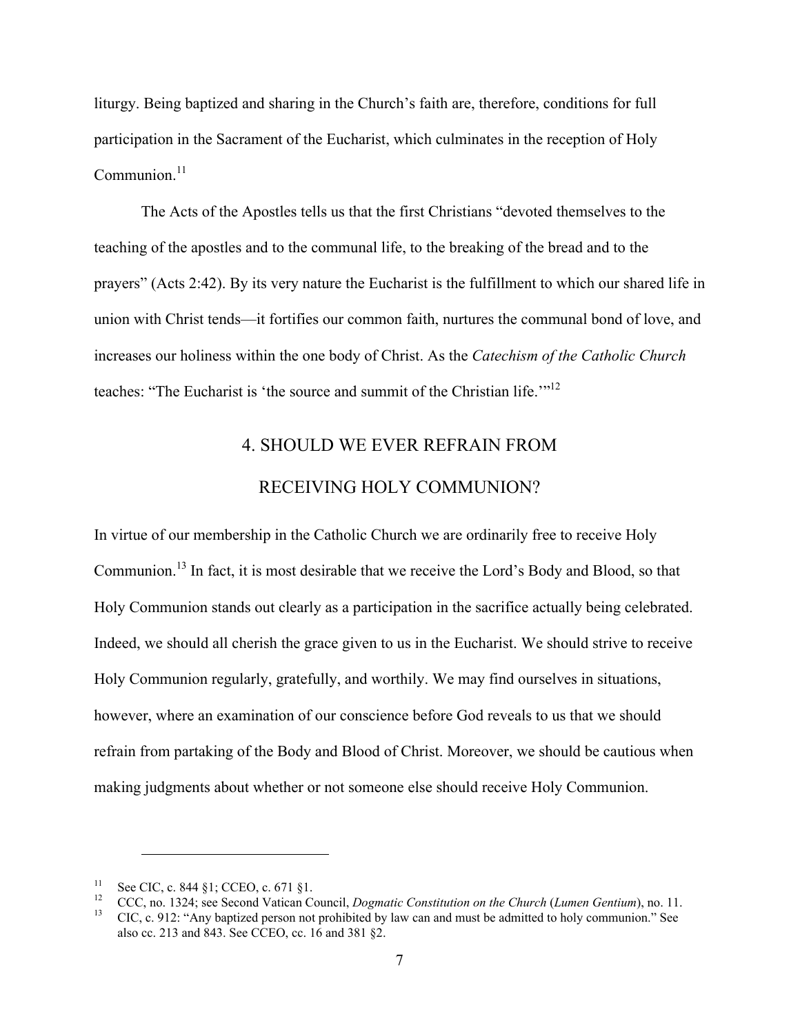liturgy. Being baptized and sharing in the Church's faith are, therefore, conditions for full participation in the Sacrament of the Eucharist, which culminates in the reception of Holy Communion.[11]

The Acts of the Apostles tells us that the first Christians "devoted themselves to the teaching of the apostles and to the communal life, to the breaking of the bread and to the prayers" (Acts 2:42). By its very nature the Eucharist is the fulfillment to which our shared life in union with Christ tends—it fortifies our common faith, nurtures the communal bond of love, and increases our holiness within the one body of Christ. As the *Catechism of the Catholic Church* teaches: "The Eucharist is 'the source and summit of the Christian life.'"[12]

## 4. SHOULD WE EVER REFRAIN FROM RECEIVING HOLY COMMUNION?

In virtue of our membership in the Catholic Church we are ordinarily free to receive Holy Communion.[13] In fact, it is most desirable that we receive the Lord's Body and Blood, so that Holy Communion stands out clearly as a participation in the sacrifice actually being celebrated. Indeed, we should all cherish the grace given to us in the Eucharist. We should strive to receive Holy Communion regularly, gratefully, and worthily. We may find ourselves in situations, however, where an examination of our conscience before God reveals to us that we should refrain from partaking of the Body and Blood of Christ. Moreover, we should be cautious when making judgments about whether or not someone else should receive Holy Communion.

---

[11] See CIC, c. 844 §1; CCEO, c. 671 §1.

[12] CCC, no. 1324; see Second Vatican Council, *Dogmatic Constitution on the Church* (*Lumen Gentium*), no. 11.

[13] CIC, c. 912: "Any baptized person not prohibited by law can and must be admitted to holy communion." See also cc. 213 and 843. See CCEO, cc. 16 and 381 §2.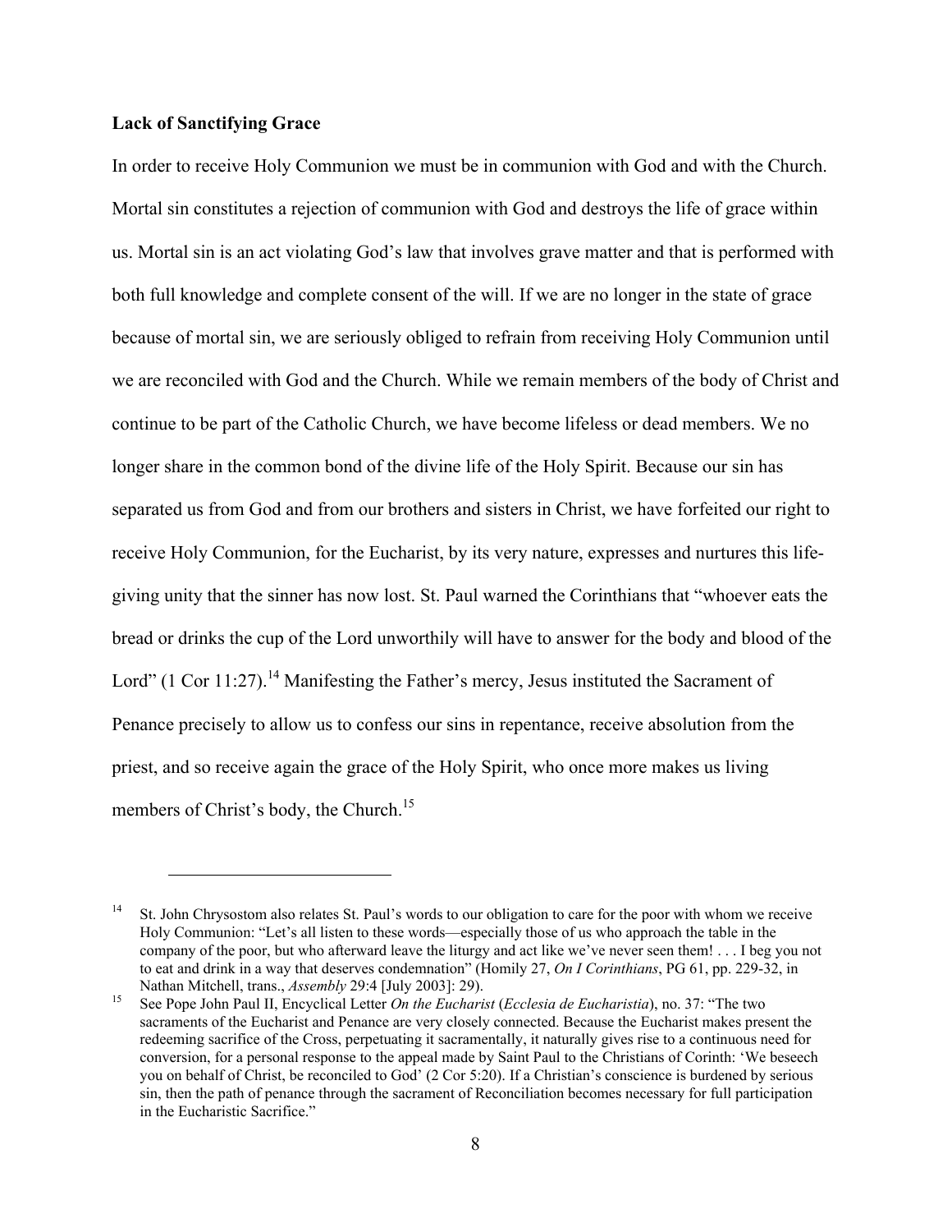**Lack of Sanctifying Grace**

In order to receive Holy Communion we must be in communion with God and with the Church. Mortal sin constitutes a rejection of communion with God and destroys the life of grace within us. Mortal sin is an act violating God's law that involves grave matter and that is performed with both full knowledge and complete consent of the will. If we are no longer in the state of grace because of mortal sin, we are seriously obliged to refrain from receiving Holy Communion until we are reconciled with God and the Church. While we remain members of the body of Christ and continue to be part of the Catholic Church, we have become lifeless or dead members. We no longer share in the common bond of the divine life of the Holy Spirit. Because our sin has separated us from God and from our brothers and sisters in Christ, we have forfeited our right to receive Holy Communion, for the Eucharist, by its very nature, expresses and nurtures this life-giving unity that the sinner has now lost. St. Paul warned the Corinthians that "whoever eats the bread or drinks the cup of the Lord unworthily will have to answer for the body and blood of the Lord" (1 Cor 11:27).[14] Manifesting the Father's mercy, Jesus instituted the Sacrament of Penance precisely to allow us to confess our sins in repentance, receive absolution from the priest, and so receive again the grace of the Holy Spirit, who once more makes us living members of Christ's body, the Church.[15]

---

[14] St. John Chrysostom also relates St. Paul's words to our obligation to care for the poor with whom we receive Holy Communion: "Let's all listen to these words—especially those of us who approach the table in the company of the poor, but who afterward leave the liturgy and act like we've never seen them! . . . I beg you not to eat and drink in a way that deserves condemnation" (Homily 27, *On I Corinthians*, PG 61, pp. 229-32, in Nathan Mitchell, trans., *Assembly* 29:4 [July 2003]: 29).

[15] See Pope John Paul II, Encyclical Letter *On the Eucharist* (*Ecclesia de Eucharistia*), no. 37: "The two sacraments of the Eucharist and Penance are very closely connected. Because the Eucharist makes present the redeeming sacrifice of the Cross, perpetuating it sacramentally, it naturally gives rise to a continuous need for conversion, for a personal response to the appeal made by Saint Paul to the Christians of Corinth: 'We beseech you on behalf of Christ, be reconciled to God' (2 Cor 5:20). If a Christian's conscience is burdened by serious sin, then the path of penance through the sacrament of Reconciliation becomes necessary for full participation in the Eucharistic Sacrifice."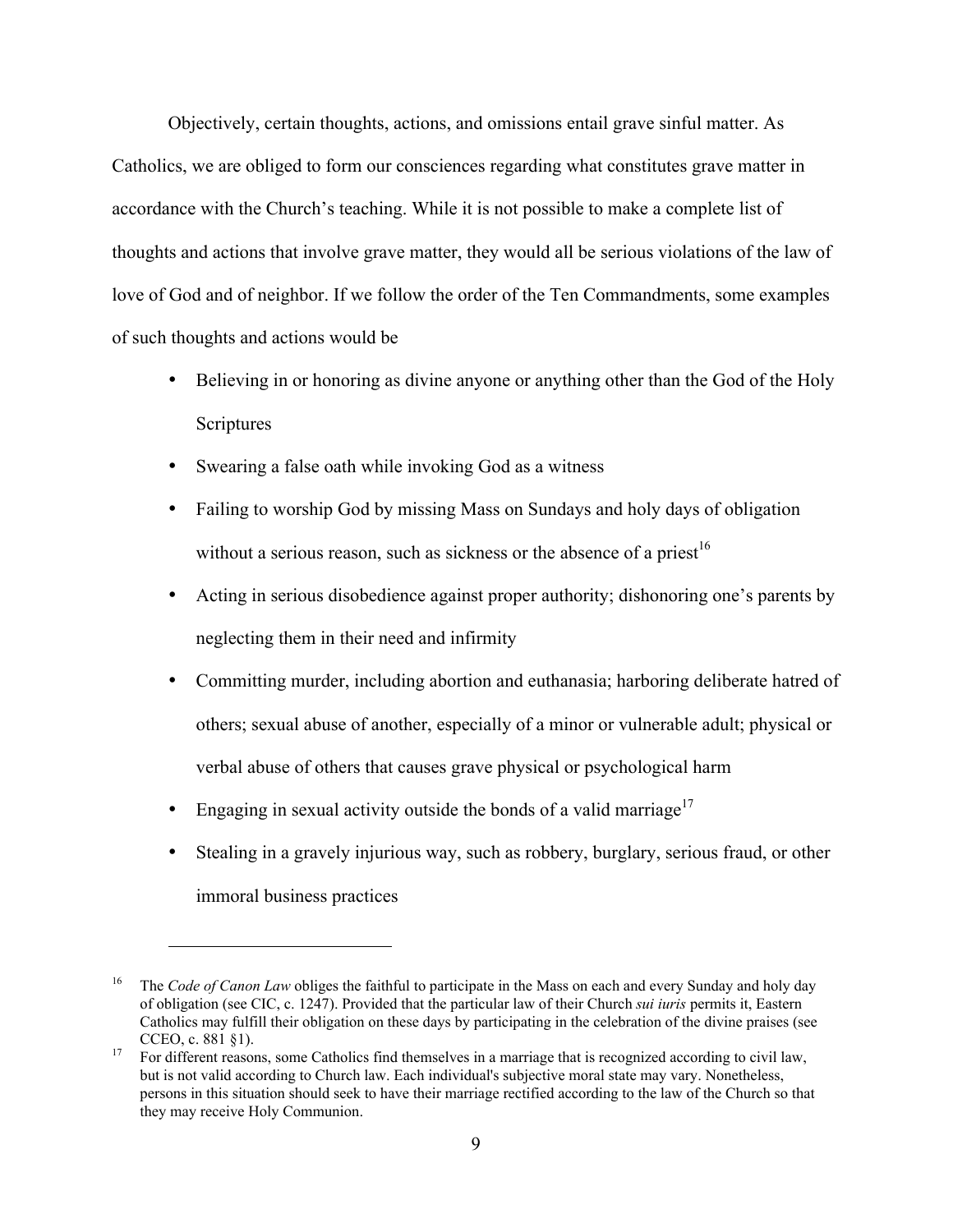Objectively, certain thoughts, actions, and omissions entail grave sinful matter. As Catholics, we are obliged to form our consciences regarding what constitutes grave matter in accordance with the Church's teaching. While it is not possible to make a complete list of thoughts and actions that involve grave matter, they would all be serious violations of the law of love of God and of neighbor. If we follow the order of the Ten Commandments, some examples of such thoughts and actions would be

- Believing in or honoring as divine anyone or anything other than the God of the Holy Scriptures
- Swearing a false oath while invoking God as a witness
- Failing to worship God by missing Mass on Sundays and holy days of obligation without a serious reason, such as sickness or the absence of a priest[16]
- Acting in serious disobedience against proper authority; dishonoring one's parents by neglecting them in their need and infirmity
- Committing murder, including abortion and euthanasia; harboring deliberate hatred of others; sexual abuse of another, especially of a minor or vulnerable adult; physical or verbal abuse of others that causes grave physical or psychological harm
- Engaging in sexual activity outside the bonds of a valid marriage[17]
- Stealing in a gravely injurious way, such as robbery, burglary, serious fraud, or other immoral business practices

---

[16] The *Code of Canon Law* obliges the faithful to participate in the Mass on each and every Sunday and holy day of obligation (see CIC, c. 1247). Provided that the particular law of their Church *sui iuris* permits it, Eastern Catholics may fulfill their obligation on these days by participating in the celebration of the divine praises (see CCEO, c. 881 §1).

[17] For different reasons, some Catholics find themselves in a marriage that is recognized according to civil law, but is not valid according to Church law. Each individual's subjective moral state may vary. Nonetheless, persons in this situation should seek to have their marriage rectified according to the law of the Church so that they may receive Holy Communion.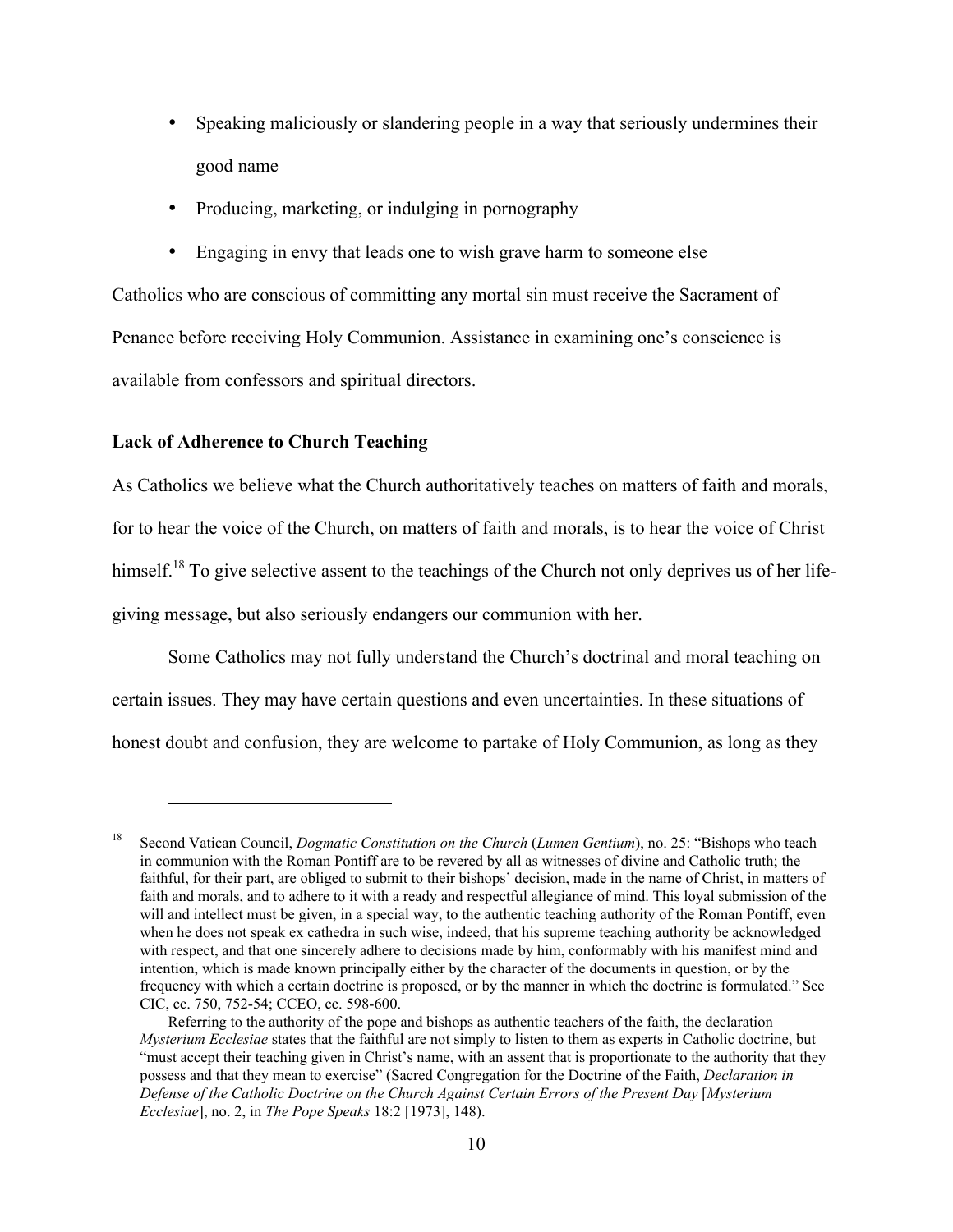- Speaking maliciously or slandering people in a way that seriously undermines their good name
- Producing, marketing, or indulging in pornography
- Engaging in envy that leads one to wish grave harm to someone else

Catholics who are conscious of committing any mortal sin must receive the Sacrament of Penance before receiving Holy Communion. Assistance in examining one's conscience is available from confessors and spiritual directors.

**Lack of Adherence to Church Teaching**

As Catholics we believe what the Church authoritatively teaches on matters of faith and morals, for to hear the voice of the Church, on matters of faith and morals, is to hear the voice of Christ himself.[18] To give selective assent to the teachings of the Church not only deprives us of her life-giving message, but also seriously endangers our communion with her.

Some Catholics may not fully understand the Church's doctrinal and moral teaching on certain issues. They may have certain questions and even uncertainties. In these situations of honest doubt and confusion, they are welcome to partake of Holy Communion, as long as they

---

[18] Second Vatican Council, *Dogmatic Constitution on the Church* (*Lumen Gentium*), no. 25: "Bishops who teach in communion with the Roman Pontiff are to be revered by all as witnesses of divine and Catholic truth; the faithful, for their part, are obliged to submit to their bishops' decision, made in the name of Christ, in matters of faith and morals, and to adhere to it with a ready and respectful allegiance of mind. This loyal submission of the will and intellect must be given, in a special way, to the authentic teaching authority of the Roman Pontiff, even when he does not speak ex cathedra in such wise, indeed, that his supreme teaching authority be acknowledged with respect, and that one sincerely adhere to decisions made by him, conformably with his manifest mind and intention, which is made known principally either by the character of the documents in question, or by the frequency with which a certain doctrine is proposed, or by the manner in which the doctrine is formulated." See CIC, cc. 750, 752-54; CCEO, cc. 598-600.

Referring to the authority of the pope and bishops as authentic teachers of the faith, the declaration *Mysterium Ecclesiae* states that the faithful are not simply to listen to them as experts in Catholic doctrine, but "must accept their teaching given in Christ's name, with an assent that is proportionate to the authority that they possess and that they mean to exercise" (Sacred Congregation for the Doctrine of the Faith, *Declaration in Defense of the Catholic Doctrine on the Church Against Certain Errors of the Present Day* [*Mysterium Ecclesiae*], no. 2, in *The Pope Speaks* 18:2 [1973], 148).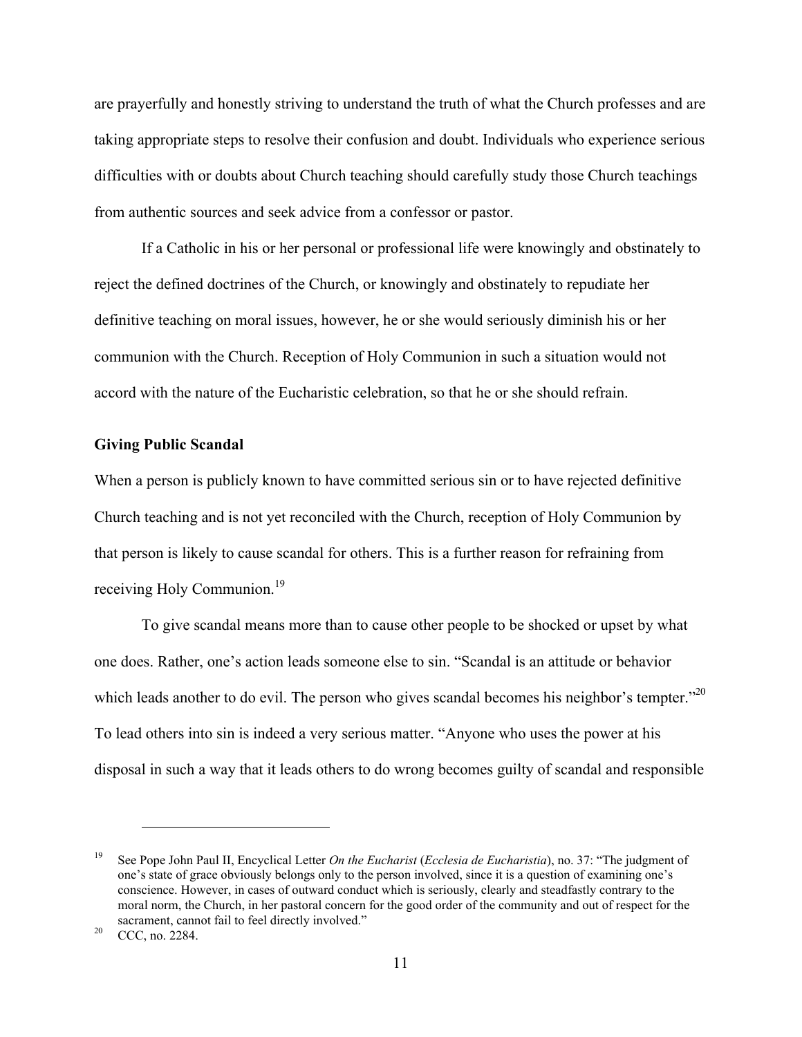are prayerfully and honestly striving to understand the truth of what the Church professes and are taking appropriate steps to resolve their confusion and doubt. Individuals who experience serious difficulties with or doubts about Church teaching should carefully study those Church teachings from authentic sources and seek advice from a confessor or pastor.

If a Catholic in his or her personal or professional life were knowingly and obstinately to reject the defined doctrines of the Church, or knowingly and obstinately to repudiate her definitive teaching on moral issues, however, he or she would seriously diminish his or her communion with the Church. Reception of Holy Communion in such a situation would not accord with the nature of the Eucharistic celebration, so that he or she should refrain.

**Giving Public Scandal**

When a person is publicly known to have committed serious sin or to have rejected definitive Church teaching and is not yet reconciled with the Church, reception of Holy Communion by that person is likely to cause scandal for others. This is a further reason for refraining from receiving Holy Communion.[19]

To give scandal means more than to cause other people to be shocked or upset by what one does. Rather, one's action leads someone else to sin. "Scandal is an attitude or behavior which leads another to do evil. The person who gives scandal becomes his neighbor's tempter."[20] To lead others into sin is indeed a very serious matter. "Anyone who uses the power at his disposal in such a way that it leads others to do wrong becomes guilty of scandal and responsible

---

[19] See Pope John Paul II, Encyclical Letter *On the Eucharist* (*Ecclesia de Eucharistia*), no. 37: "The judgment of one's state of grace obviously belongs only to the person involved, since it is a question of examining one's conscience. However, in cases of outward conduct which is seriously, clearly and steadfastly contrary to the moral norm, the Church, in her pastoral concern for the good order of the community and out of respect for the sacrament, cannot fail to feel directly involved."

[20] CCC, no. 2284.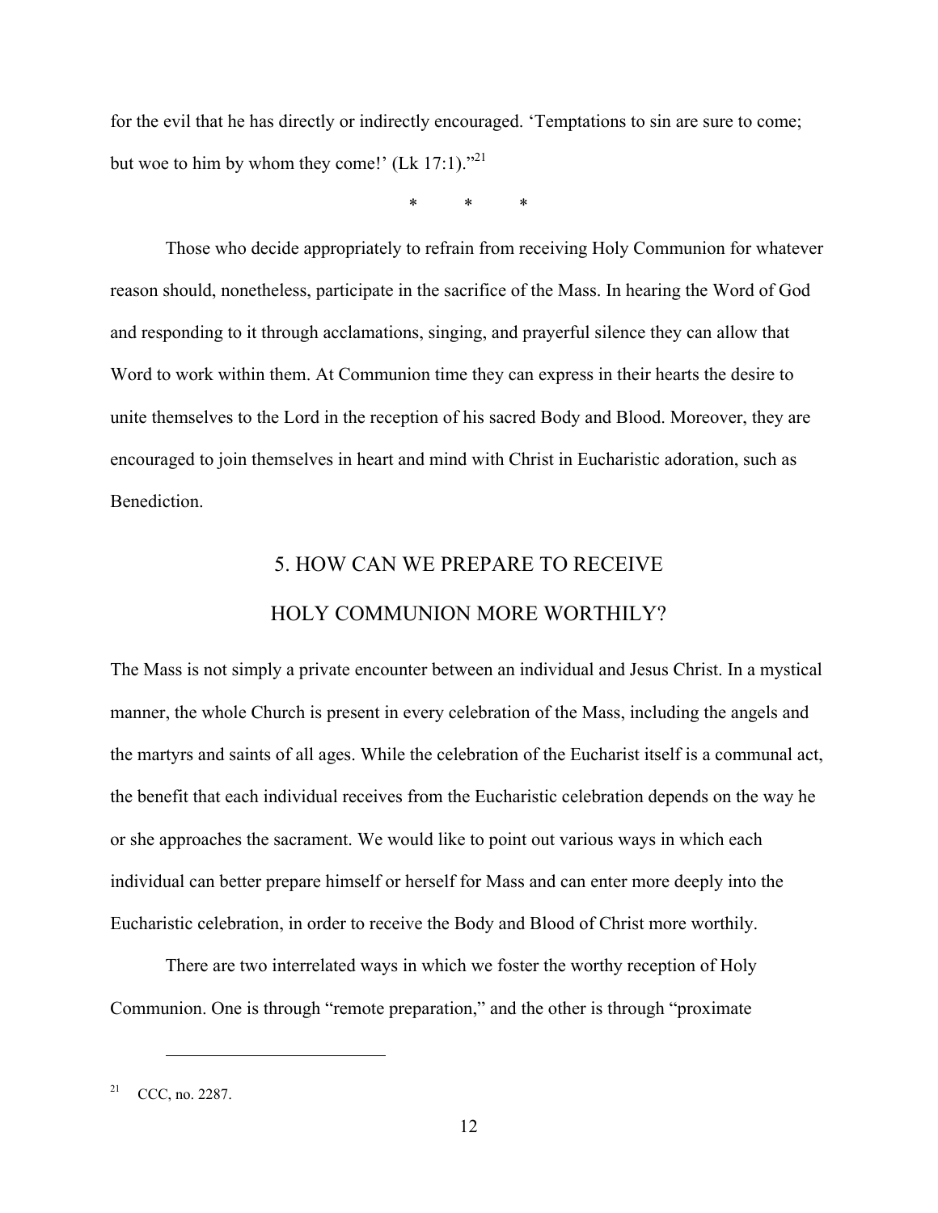for the evil that he has directly or indirectly encouraged. 'Temptations to sin are sure to come; but woe to him by whom they come!' (Lk 17:1)."[21]

\* \* \*

Those who decide appropriately to refrain from receiving Holy Communion for whatever reason should, nonetheless, participate in the sacrifice of the Mass. In hearing the Word of God and responding to it through acclamations, singing, and prayerful silence they can allow that Word to work within them. At Communion time they can express in their hearts the desire to unite themselves to the Lord in the reception of his sacred Body and Blood. Moreover, they are encouraged to join themselves in heart and mind with Christ in Eucharistic adoration, such as Benediction.

## 5. HOW CAN WE PREPARE TO RECEIVE HOLY COMMUNION MORE WORTHILY?

The Mass is not simply a private encounter between an individual and Jesus Christ. In a mystical manner, the whole Church is present in every celebration of the Mass, including the angels and the martyrs and saints of all ages. While the celebration of the Eucharist itself is a communal act, the benefit that each individual receives from the Eucharistic celebration depends on the way he or she approaches the sacrament. We would like to point out various ways in which each individual can better prepare himself or herself for Mass and can enter more deeply into the Eucharistic celebration, in order to receive the Body and Blood of Christ more worthily.

There are two interrelated ways in which we foster the worthy reception of Holy Communion. One is through "remote preparation," and the other is through "proximate

---

[21] CCC, no. 2287.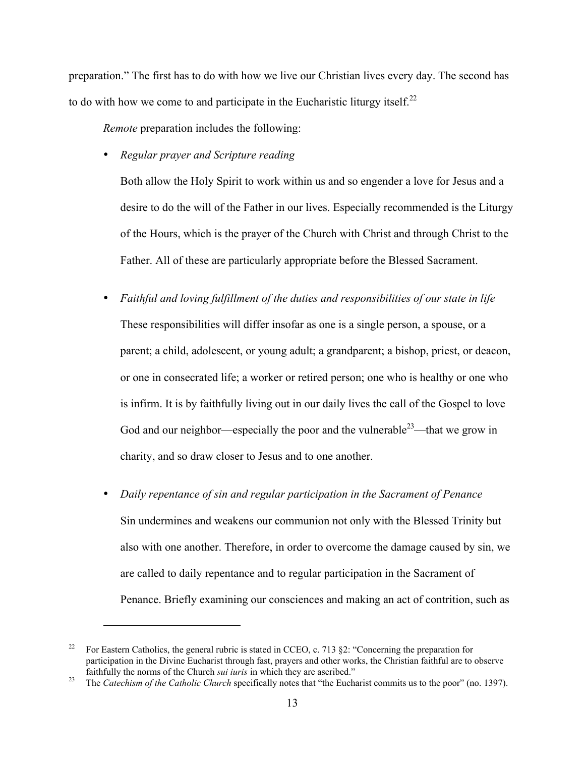preparation." The first has to do with how we live our Christian lives every day. The second has to do with how we come to and participate in the Eucharistic liturgy itself.[22]

*Remote* preparation includes the following:

- *Regular prayer and Scripture reading*

  Both allow the Holy Spirit to work within us and so engender a love for Jesus and a desire to do the will of the Father in our lives. Especially recommended is the Liturgy of the Hours, which is the prayer of the Church with Christ and through Christ to the Father. All of these are particularly appropriate before the Blessed Sacrament.

- *Faithful and loving fulfillment of the duties and responsibilities of our state in life*

  These responsibilities will differ insofar as one is a single person, a spouse, or a parent; a child, adolescent, or young adult; a grandparent; a bishop, priest, or deacon, or one in consecrated life; a worker or retired person; one who is healthy or one who is infirm. It is by faithfully living out in our daily lives the call of the Gospel to love God and our neighbor—especially the poor and the vulnerable[23]—that we grow in charity, and so draw closer to Jesus and to one another.

- *Daily repentance of sin and regular participation in the Sacrament of Penance*

  Sin undermines and weakens our communion not only with the Blessed Trinity but also with one another. Therefore, in order to overcome the damage caused by sin, we are called to daily repentance and to regular participation in the Sacrament of Penance. Briefly examining our consciences and making an act of contrition, such as

---

[22] For Eastern Catholics, the general rubric is stated in CCEO, c. 713 §2: "Concerning the preparation for participation in the Divine Eucharist through fast, prayers and other works, the Christian faithful are to observe faithfully the norms of the Church *sui iuris* in which they are ascribed."

[23] The *Catechism of the Catholic Church* specifically notes that "the Eucharist commits us to the poor" (no. 1397).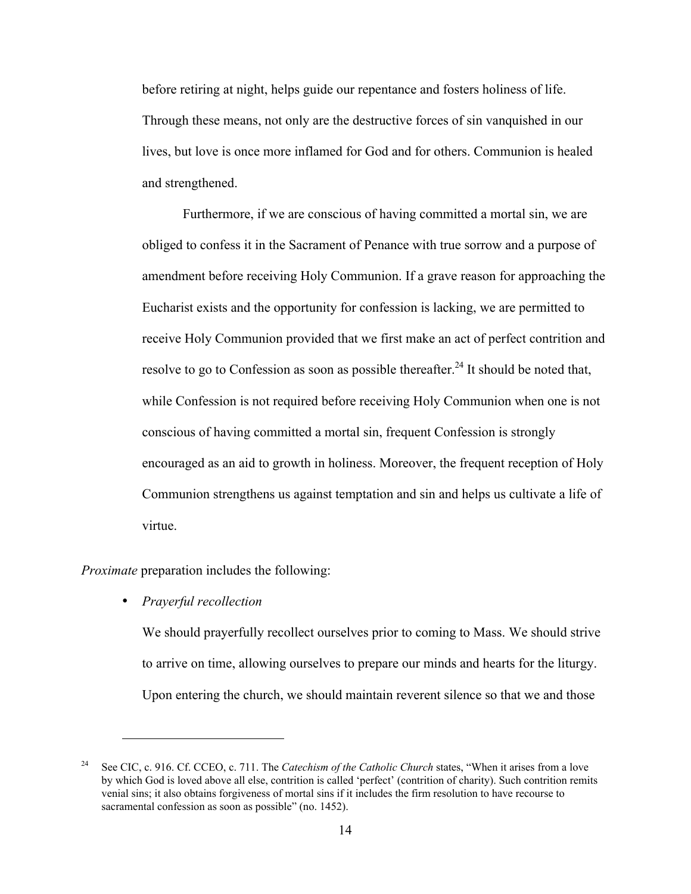before retiring at night, helps guide our repentance and fosters holiness of life. Through these means, not only are the destructive forces of sin vanquished in our lives, but love is once more inflamed for God and for others. Communion is healed and strengthened.

Furthermore, if we are conscious of having committed a mortal sin, we are obliged to confess it in the Sacrament of Penance with true sorrow and a purpose of amendment before receiving Holy Communion. If a grave reason for approaching the Eucharist exists and the opportunity for confession is lacking, we are permitted to receive Holy Communion provided that we first make an act of perfect contrition and resolve to go to Confession as soon as possible thereafter.[24] It should be noted that, while Confession is not required before receiving Holy Communion when one is not conscious of having committed a mortal sin, frequent Confession is strongly encouraged as an aid to growth in holiness. Moreover, the frequent reception of Holy Communion strengthens us against temptation and sin and helps us cultivate a life of virtue.

*Proximate* preparation includes the following:

- *Prayerful recollection*

  We should prayerfully recollect ourselves prior to coming to Mass. We should strive to arrive on time, allowing ourselves to prepare our minds and hearts for the liturgy. Upon entering the church, we should maintain reverent silence so that we and those

---

[24] See CIC, c. 916. Cf. CCEO, c. 711. The *Catechism of the Catholic Church* states, "When it arises from a love by which God is loved above all else, contrition is called 'perfect' (contrition of charity). Such contrition remits venial sins; it also obtains forgiveness of mortal sins if it includes the firm resolution to have recourse to sacramental confession as soon as possible" (no. 1452).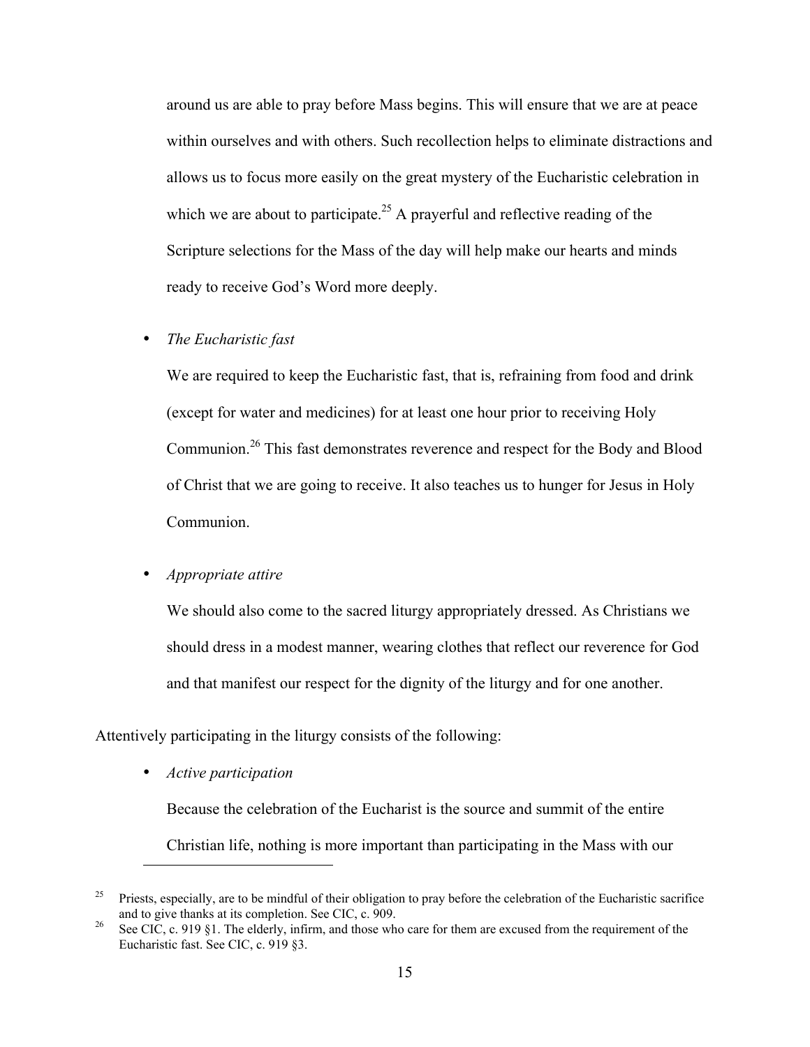around us are able to pray before Mass begins. This will ensure that we are at peace within ourselves and with others. Such recollection helps to eliminate distractions and allows us to focus more easily on the great mystery of the Eucharistic celebration in which we are about to participate.[25] A prayerful and reflective reading of the Scripture selections for the Mass of the day will help make our hearts and minds ready to receive God's Word more deeply.

- *The Eucharistic fast*

  We are required to keep the Eucharistic fast, that is, refraining from food and drink (except for water and medicines) for at least one hour prior to receiving Holy Communion.[26] This fast demonstrates reverence and respect for the Body and Blood of Christ that we are going to receive. It also teaches us to hunger for Jesus in Holy Communion.

- *Appropriate attire*

  We should also come to the sacred liturgy appropriately dressed. As Christians we should dress in a modest manner, wearing clothes that reflect our reverence for God and that manifest our respect for the dignity of the liturgy and for one another.

Attentively participating in the liturgy consists of the following:

- *Active participation*

  Because the celebration of the Eucharist is the source and summit of the entire Christian life, nothing is more important than participating in the Mass with our

---

[25] Priests, especially, are to be mindful of their obligation to pray before the celebration of the Eucharistic sacrifice and to give thanks at its completion. See CIC, c. 909.

[26] See CIC, c. 919 §1. The elderly, infirm, and those who care for them are excused from the requirement of the Eucharistic fast. See CIC, c. 919 §3.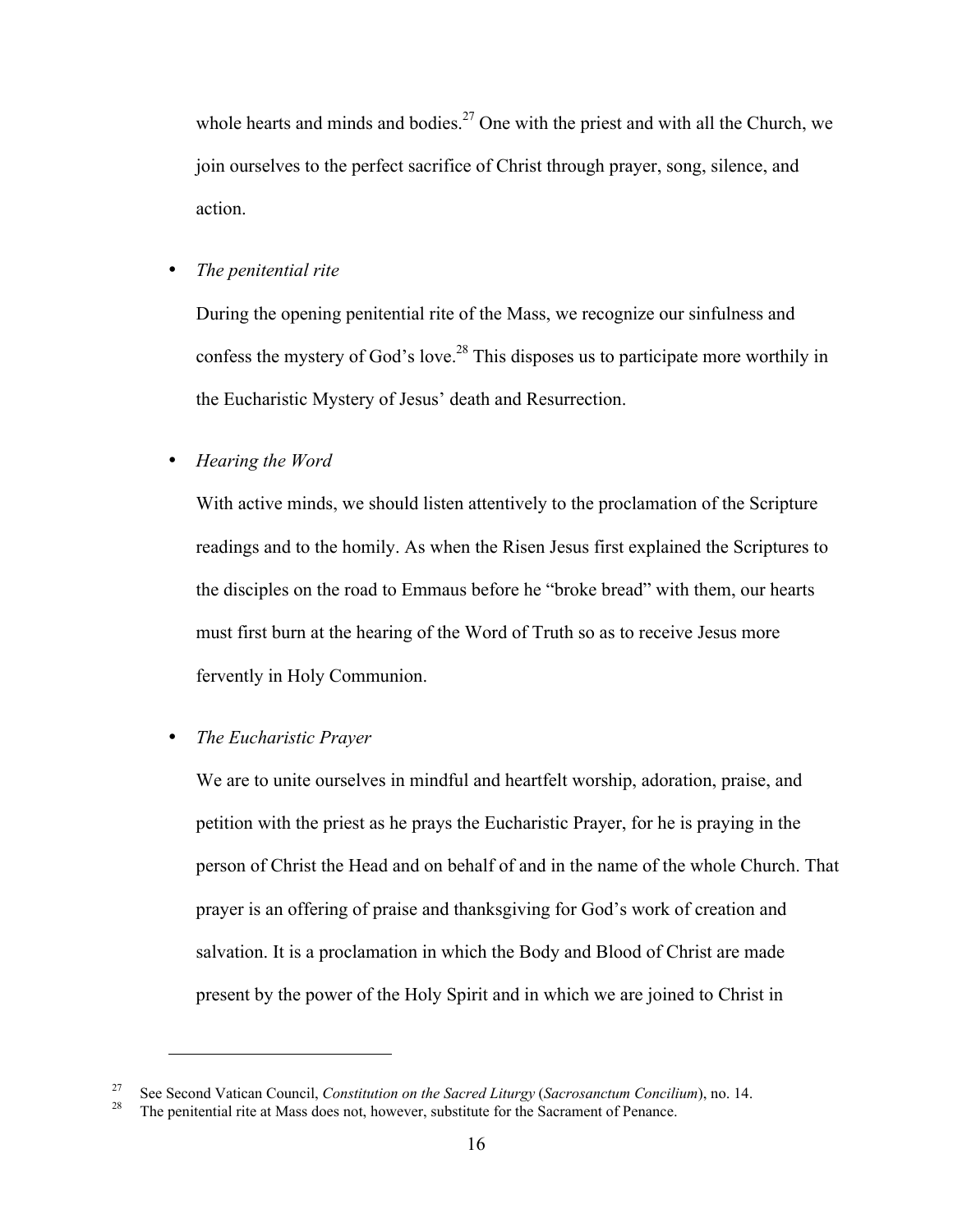whole hearts and minds and bodies.[27] One with the priest and with all the Church, we join ourselves to the perfect sacrifice of Christ through prayer, song, silence, and action.

- *The penitential rite*

  During the opening penitential rite of the Mass, we recognize our sinfulness and confess the mystery of God's love.[28] This disposes us to participate more worthily in the Eucharistic Mystery of Jesus' death and Resurrection.

- *Hearing the Word*

  With active minds, we should listen attentively to the proclamation of the Scripture readings and to the homily. As when the Risen Jesus first explained the Scriptures to the disciples on the road to Emmaus before he "broke bread" with them, our hearts must first burn at the hearing of the Word of Truth so as to receive Jesus more fervently in Holy Communion.

- *The Eucharistic Prayer*

  We are to unite ourselves in mindful and heartfelt worship, adoration, praise, and petition with the priest as he prays the Eucharistic Prayer, for he is praying in the person of Christ the Head and on behalf of and in the name of the whole Church. That prayer is an offering of praise and thanksgiving for God's work of creation and salvation. It is a proclamation in which the Body and Blood of Christ are made present by the power of the Holy Spirit and in which we are joined to Christ in

---

[27] See Second Vatican Council, *Constitution on the Sacred Liturgy* (*Sacrosanctum Concilium*), no. 14.

[28] The penitential rite at Mass does not, however, substitute for the Sacrament of Penance.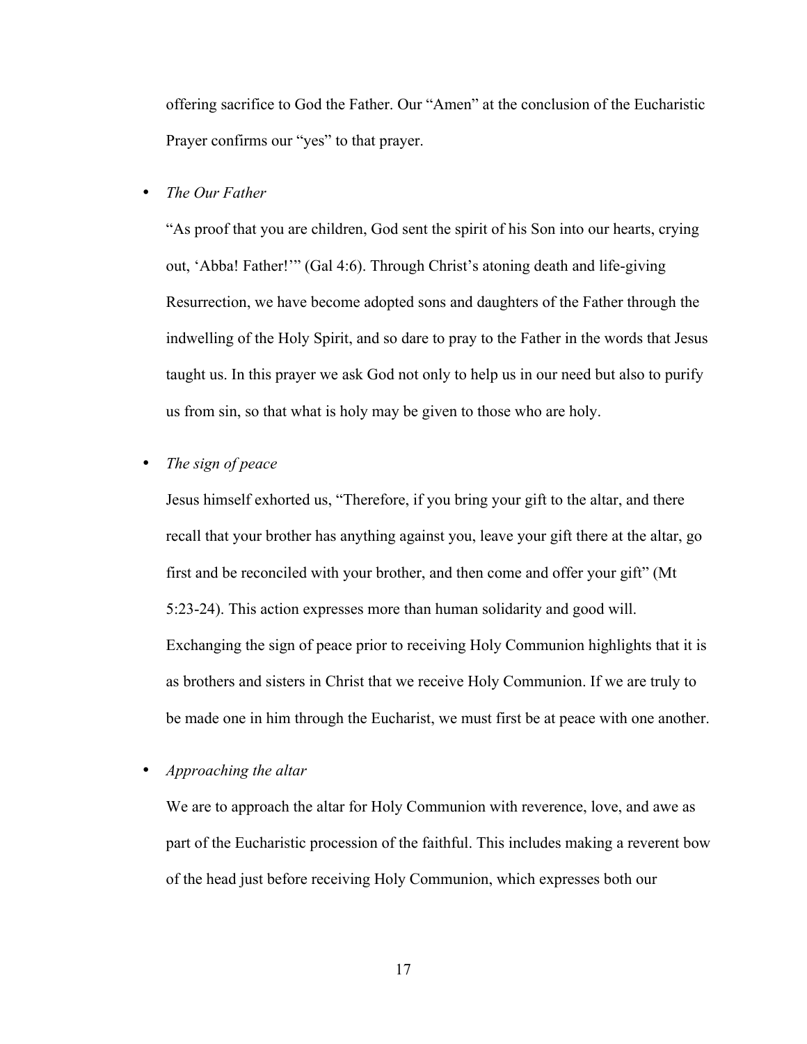offering sacrifice to God the Father. Our "Amen" at the conclusion of the Eucharistic Prayer confirms our "yes" to that prayer.

- *The Our Father*

  "As proof that you are children, God sent the spirit of his Son into our hearts, crying out, 'Abba! Father!'" (Gal 4:6). Through Christ's atoning death and life-giving Resurrection, we have become adopted sons and daughters of the Father through the indwelling of the Holy Spirit, and so dare to pray to the Father in the words that Jesus taught us. In this prayer we ask God not only to help us in our need but also to purify us from sin, so that what is holy may be given to those who are holy.

- *The sign of peace*

  Jesus himself exhorted us, "Therefore, if you bring your gift to the altar, and there recall that your brother has anything against you, leave your gift there at the altar, go first and be reconciled with your brother, and then come and offer your gift" (Mt 5:23-24). This action expresses more than human solidarity and good will. Exchanging the sign of peace prior to receiving Holy Communion highlights that it is as brothers and sisters in Christ that we receive Holy Communion. If we are truly to be made one in him through the Eucharist, we must first be at peace with one another.

- *Approaching the altar*

  We are to approach the altar for Holy Communion with reverence, love, and awe as part of the Eucharistic procession of the faithful. This includes making a reverent bow of the head just before receiving Holy Communion, which expresses both our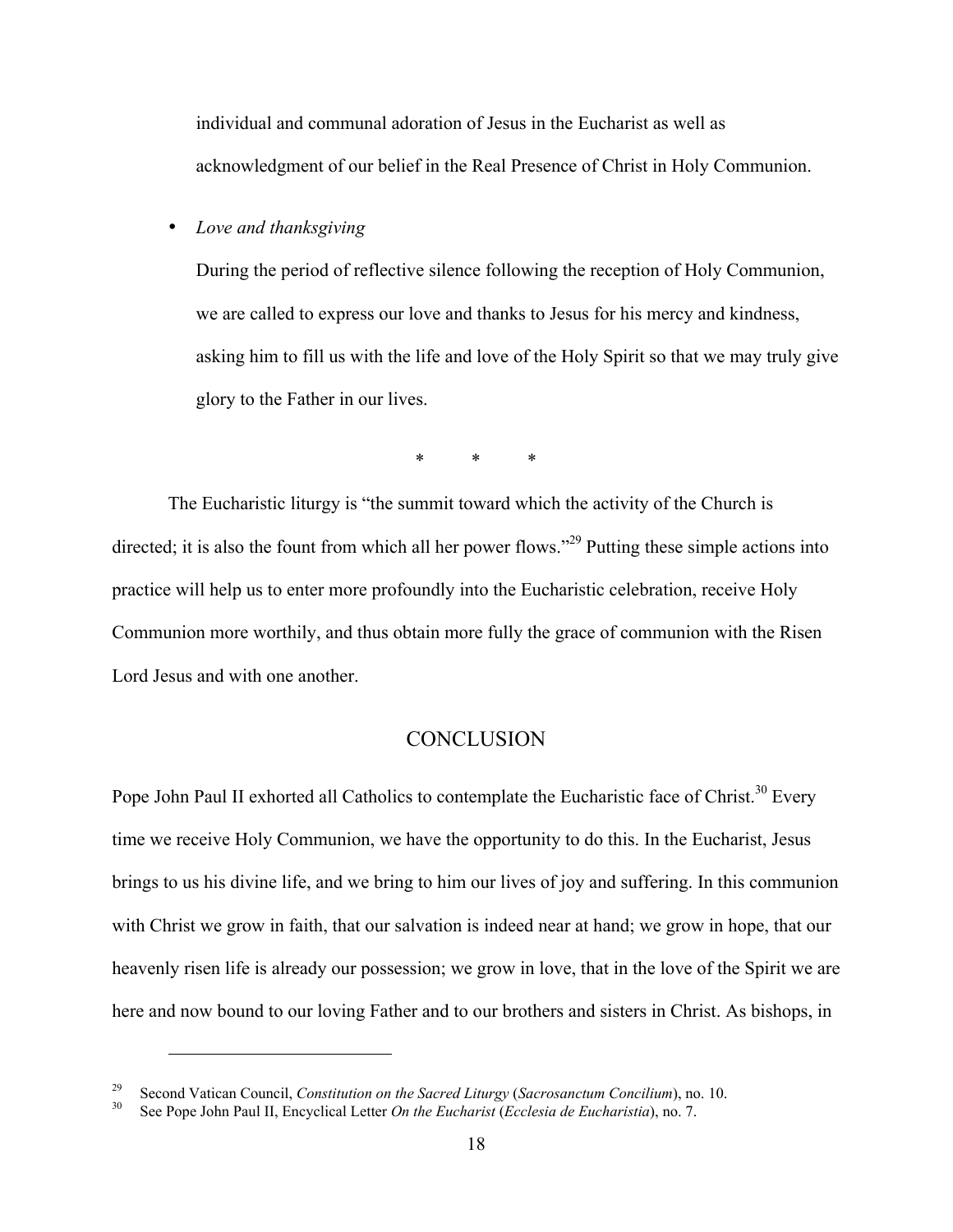individual and communal adoration of Jesus in the Eucharist as well as acknowledgment of our belief in the Real Presence of Christ in Holy Communion.

- *Love and thanksgiving*

  During the period of reflective silence following the reception of Holy Communion, we are called to express our love and thanks to Jesus for his mercy and kindness, asking him to fill us with the life and love of the Holy Spirit so that we may truly give glory to the Father in our lives.

\* \* \*

The Eucharistic liturgy is "the summit toward which the activity of the Church is directed; it is also the fount from which all her power flows."[29] Putting these simple actions into practice will help us to enter more profoundly into the Eucharistic celebration, receive Holy Communion more worthily, and thus obtain more fully the grace of communion with the Risen Lord Jesus and with one another.

## CONCLUSION

Pope John Paul II exhorted all Catholics to contemplate the Eucharistic face of Christ.[30] Every time we receive Holy Communion, we have the opportunity to do this. In the Eucharist, Jesus brings to us his divine life, and we bring to him our lives of joy and suffering. In this communion with Christ we grow in faith, that our salvation is indeed near at hand; we grow in hope, that our heavenly risen life is already our possession; we grow in love, that in the love of the Spirit we are here and now bound to our loving Father and to our brothers and sisters in Christ. As bishops, in

---

[29] Second Vatican Council, *Constitution on the Sacred Liturgy* (*Sacrosanctum Concilium*), no. 10.

[30] See Pope John Paul II, Encyclical Letter *On the Eucharist* (*Ecclesia de Eucharistia*), no. 7.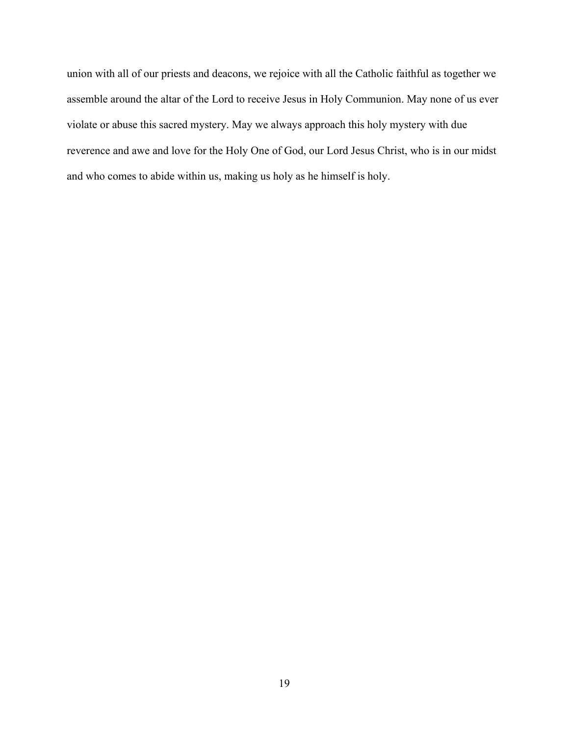union with all of our priests and deacons, we rejoice with all the Catholic faithful as together we assemble around the altar of the Lord to receive Jesus in Holy Communion. May none of us ever violate or abuse this sacred mystery. May we always approach this holy mystery with due reverence and awe and love for the Holy One of God, our Lord Jesus Christ, who is in our midst and who comes to abide within us, making us holy as he himself is holy.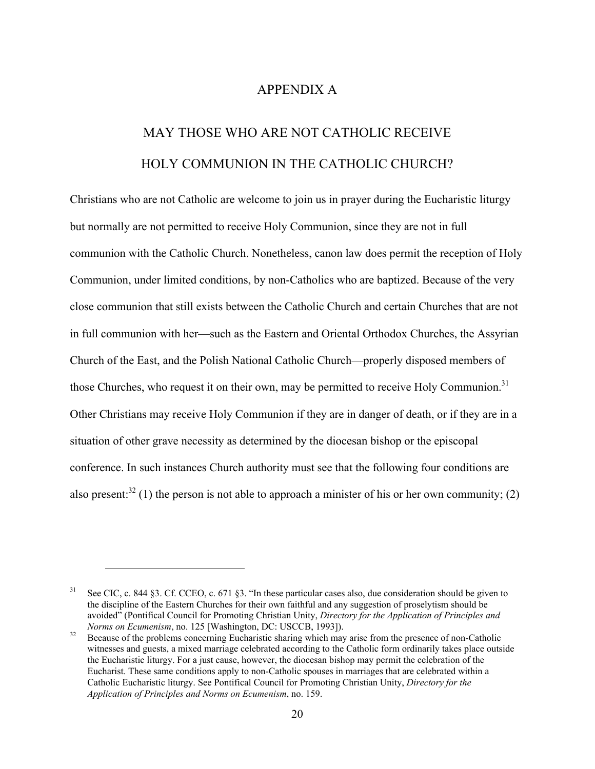# APPENDIX A

## MAY THOSE WHO ARE NOT CATHOLIC RECEIVE HOLY COMMUNION IN THE CATHOLIC CHURCH?

Christians who are not Catholic are welcome to join us in prayer during the Eucharistic liturgy but normally are not permitted to receive Holy Communion, since they are not in full communion with the Catholic Church. Nonetheless, canon law does permit the reception of Holy Communion, under limited conditions, by non-Catholics who are baptized. Because of the very close communion that still exists between the Catholic Church and certain Churches that are not in full communion with her—such as the Eastern and Oriental Orthodox Churches, the Assyrian Church of the East, and the Polish National Catholic Church—properly disposed members of those Churches, who request it on their own, may be permitted to receive Holy Communion.[31] Other Christians may receive Holy Communion if they are in danger of death, or if they are in a situation of other grave necessity as determined by the diocesan bishop or the episcopal conference. In such instances Church authority must see that the following four conditions are also present:[32] (1) the person is not able to approach a minister of his or her own community; (2)

---

[31] See CIC, c. 844 §3. Cf. CCEO, c. 671 §3. "In these particular cases also, due consideration should be given to the discipline of the Eastern Churches for their own faithful and any suggestion of proselytism should be avoided" (Pontifical Council for Promoting Christian Unity, *Directory for the Application of Principles and Norms on Ecumenism*, no. 125 [Washington, DC: USCCB, 1993]).

[32] Because of the problems concerning Eucharistic sharing which may arise from the presence of non-Catholic witnesses and guests, a mixed marriage celebrated according to the Catholic form ordinarily takes place outside the Eucharistic liturgy. For a just cause, however, the diocesan bishop may permit the celebration of the Eucharist. These same conditions apply to non-Catholic spouses in marriages that are celebrated within a Catholic Eucharistic liturgy. See Pontifical Council for Promoting Christian Unity, *Directory for the Application of Principles and Norms on Ecumenism*, no. 159.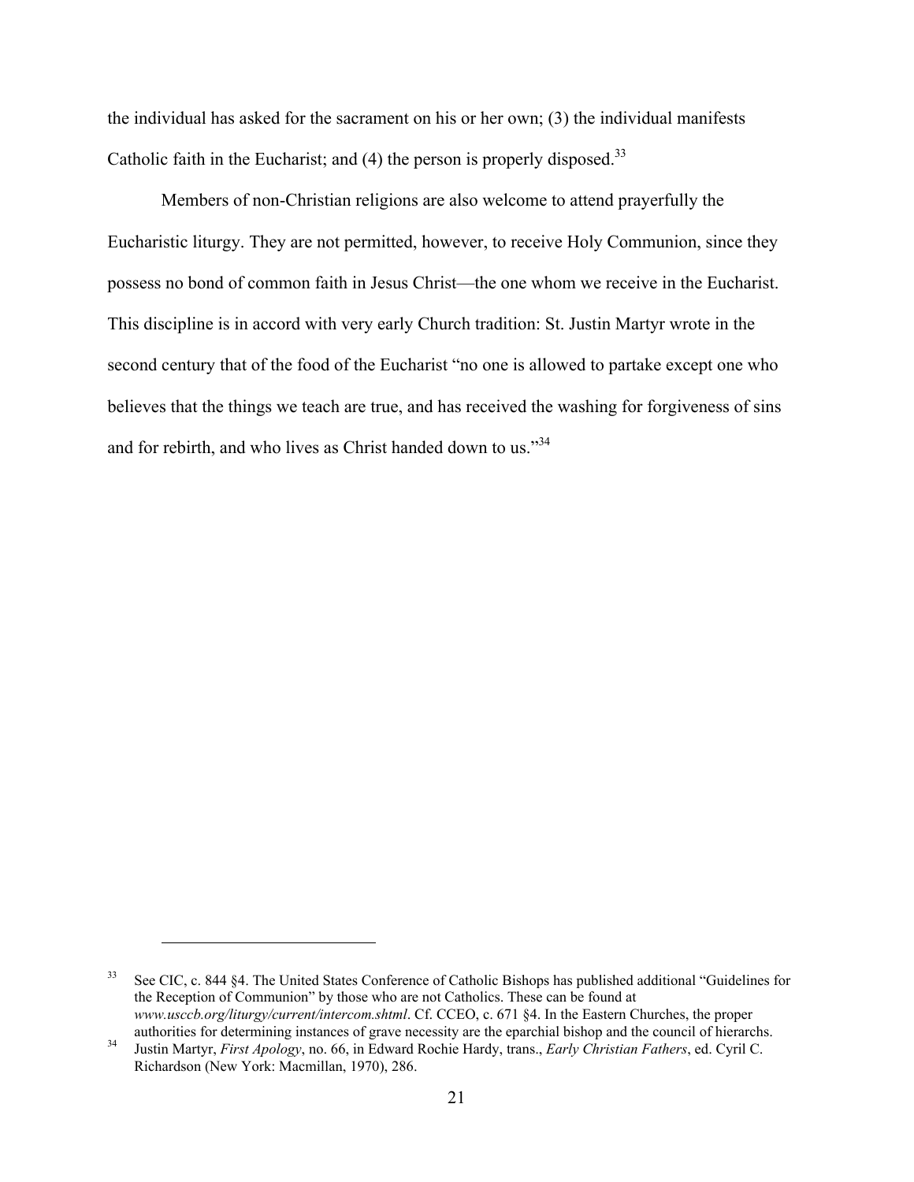the individual has asked for the sacrament on his or her own; (3) the individual manifests Catholic faith in the Eucharist; and (4) the person is properly disposed.[33]

Members of non-Christian religions are also welcome to attend prayerfully the Eucharistic liturgy. They are not permitted, however, to receive Holy Communion, since they possess no bond of common faith in Jesus Christ—the one whom we receive in the Eucharist. This discipline is in accord with very early Church tradition: St. Justin Martyr wrote in the second century that of the food of the Eucharist "no one is allowed to partake except one who believes that the things we teach are true, and has received the washing for forgiveness of sins and for rebirth, and who lives as Christ handed down to us."[34]

---

[33] See CIC, c. 844 §4. The United States Conference of Catholic Bishops has published additional "Guidelines for the Reception of Communion" by those who are not Catholics. These can be found at *www.usccb.org/liturgy/current/intercom.shtml*. Cf. CCEO, c. 671 §4. In the Eastern Churches, the proper authorities for determining instances of grave necessity are the eparchial bishop and the council of hierarchs.

[34] Justin Martyr, *First Apology*, no. 66, in Edward Rochie Hardy, trans., *Early Christian Fathers*, ed. Cyril C. Richardson (New York: Macmillan, 1970), 286.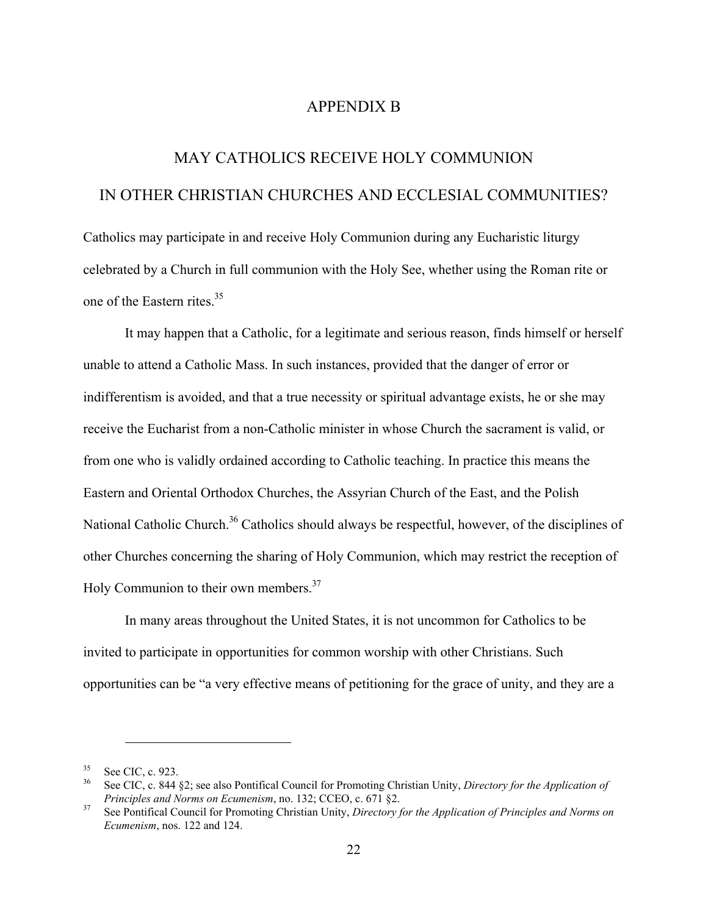# APPENDIX B

## MAY CATHOLICS RECEIVE HOLY COMMUNION IN OTHER CHRISTIAN CHURCHES AND ECCLESIAL COMMUNITIES?

Catholics may participate in and receive Holy Communion during any Eucharistic liturgy celebrated by a Church in full communion with the Holy See, whether using the Roman rite or one of the Eastern rites.[35]

It may happen that a Catholic, for a legitimate and serious reason, finds himself or herself unable to attend a Catholic Mass. In such instances, provided that the danger of error or indifferentism is avoided, and that a true necessity or spiritual advantage exists, he or she may receive the Eucharist from a non-Catholic minister in whose Church the sacrament is valid, or from one who is validly ordained according to Catholic teaching. In practice this means the Eastern and Oriental Orthodox Churches, the Assyrian Church of the East, and the Polish National Catholic Church.[36] Catholics should always be respectful, however, of the disciplines of other Churches concerning the sharing of Holy Communion, which may restrict the reception of Holy Communion to their own members.[37]

In many areas throughout the United States, it is not uncommon for Catholics to be invited to participate in opportunities for common worship with other Christians. Such opportunities can be "a very effective means of petitioning for the grace of unity, and they are a

---

[35] See CIC, c. 923.

[36] See CIC, c. 844 §2; see also Pontifical Council for Promoting Christian Unity, *Directory for the Application of Principles and Norms on Ecumenism*, no. 132; CCEO, c. 671 §2.

[37] See Pontifical Council for Promoting Christian Unity, *Directory for the Application of Principles and Norms on Ecumenism*, nos. 122 and 124.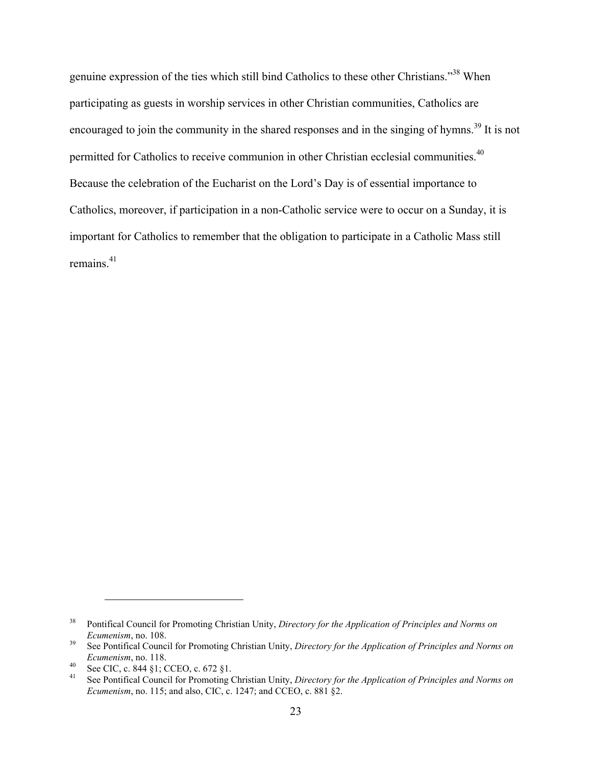genuine expression of the ties which still bind Catholics to these other Christians."[38] When participating as guests in worship services in other Christian communities, Catholics are encouraged to join the community in the shared responses and in the singing of hymns.[39] It is not permitted for Catholics to receive communion in other Christian ecclesial communities.[40] Because the celebration of the Eucharist on the Lord's Day is of essential importance to Catholics, moreover, if participation in a non-Catholic service were to occur on a Sunday, it is important for Catholics to remember that the obligation to participate in a Catholic Mass still remains.[41]

---

[38] Pontifical Council for Promoting Christian Unity, *Directory for the Application of Principles and Norms on Ecumenism*, no. 108.

[39] See Pontifical Council for Promoting Christian Unity, *Directory for the Application of Principles and Norms on Ecumenism*, no. 118.

[40] See CIC, c. 844 §1; CCEO, c. 672 §1.

[41] See Pontifical Council for Promoting Christian Unity, *Directory for the Application of Principles and Norms on Ecumenism*, no. 115; and also, CIC, c. 1247; and CCEO, c. 881 §2.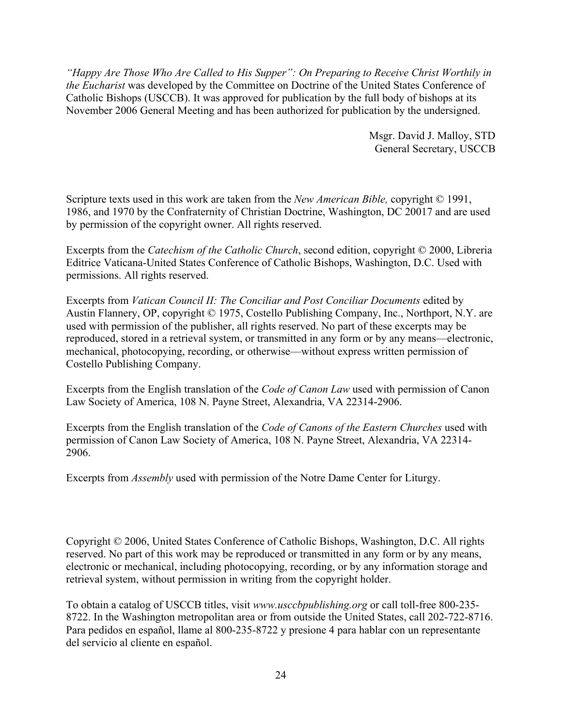*"Happy Are Those Who Are Called to His Supper": On Preparing to Receive Christ Worthily in the Eucharist* was developed by the Committee on Doctrine of the United States Conference of Catholic Bishops (USCCB). It was approved for publication by the full body of bishops at its November 2006 General Meeting and has been authorized for publication by the undersigned.

Msgr. David J. Malloy, STD
General Secretary, USCCB

Scripture texts used in this work are taken from the *New American Bible,* copyright © 1991, 1986, and 1970 by the Confraternity of Christian Doctrine, Washington, DC 20017 and are used by permission of the copyright owner. All rights reserved.

Excerpts from the *Catechism of the Catholic Church*, second edition, copyright © 2000, Libreria Editrice Vaticana-United States Conference of Catholic Bishops, Washington, D.C. Used with permissions. All rights reserved.

Excerpts from *Vatican Council II: The Conciliar and Post Conciliar Documents* edited by Austin Flannery, OP, copyright © 1975, Costello Publishing Company, Inc., Northport, N.Y. are used with permission of the publisher, all rights reserved. No part of these excerpts may be reproduced, stored in a retrieval system, or transmitted in any form or by any means—electronic, mechanical, photocopying, recording, or otherwise—without express written permission of Costello Publishing Company.

Excerpts from the English translation of the *Code of Canon Law* used with permission of Canon Law Society of America, 108 N. Payne Street, Alexandria, VA 22314-2906.

Excerpts from the English translation of the *Code of Canons of the Eastern Churches* used with permission of Canon Law Society of America, 108 N. Payne Street, Alexandria, VA 22314-2906.

Excerpts from *Assembly* used with permission of the Notre Dame Center for Liturgy.

Copyright © 2006, United States Conference of Catholic Bishops, Washington, D.C. All rights reserved. No part of this work may be reproduced or transmitted in any form or by any means, electronic or mechanical, including photocopying, recording, or by any information storage and retrieval system, without permission in writing from the copyright holder.

To obtain a catalog of USCCB titles, visit *www.usccbpublishing.org* or call toll-free 800-235-8722. In the Washington metropolitan area or from outside the United States, call 202-722-8716. Para pedidos en español, llame al 800-235-8722 y presione 4 para hablar con un representante del servicio al cliente en español.